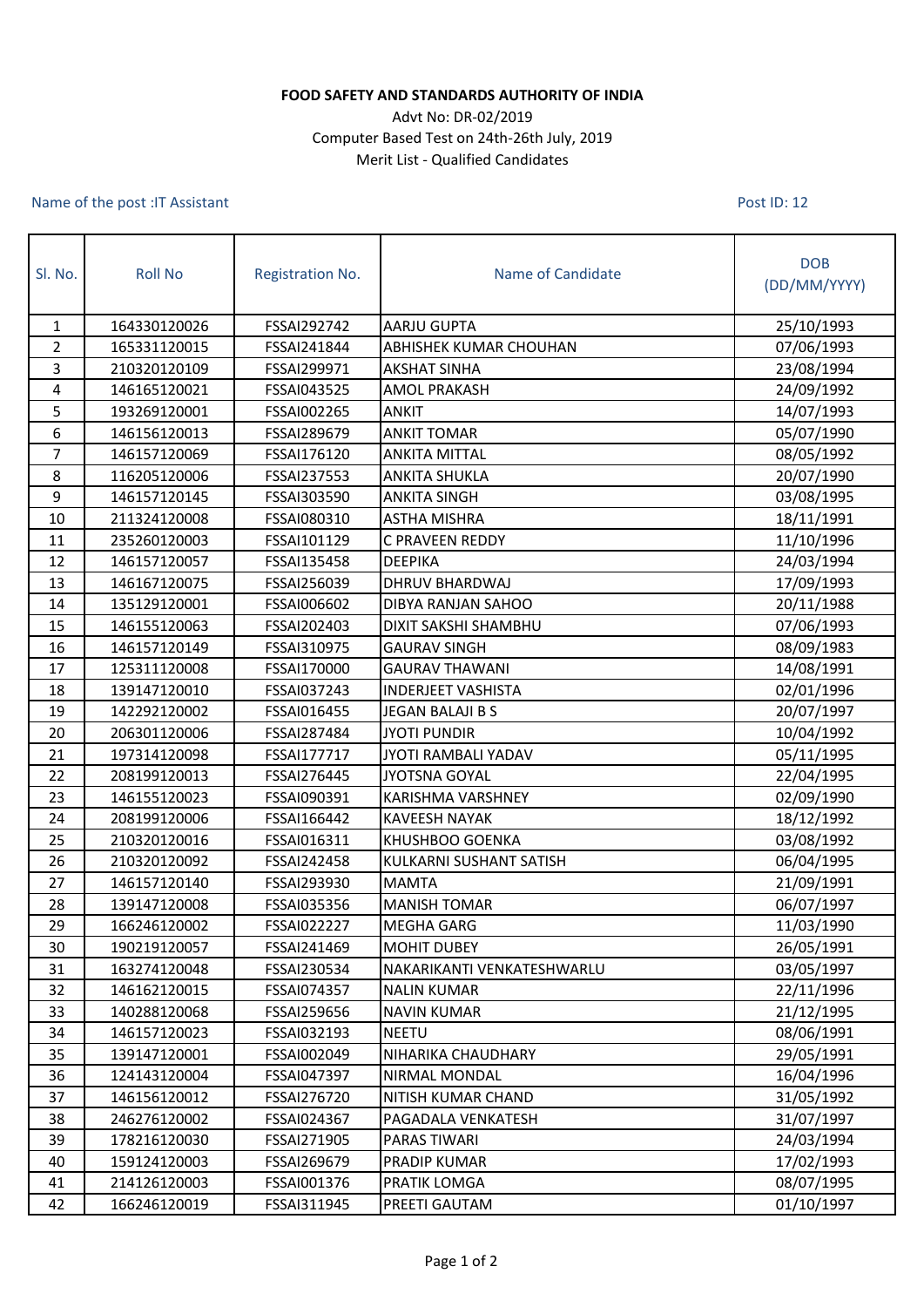**FOOD SAFETY AND STANDARDS AUTHORITY OF INDIA**

Advt No: DR-02/2019

Computer Based Test on 24th-26th July, 2019

Merit List - Qualified Candidates

Name of the post :IT Assistant

Post ID: 12

| Sl. No. | Roll No | Registration No. | Name of Candidate | DOB (DD/MM/YYYY) |
|---|---|---|---|---|
| 1 | 164330120026 | FSSAI292742 | AARJU GUPTA | 25/10/1993 |
| 2 | 165331120015 | FSSAI241844 | ABHISHEK KUMAR CHOUHAN | 07/06/1993 |
| 3 | 210320120109 | FSSAI299971 | AKSHAT SINHA | 23/08/1994 |
| 4 | 146165120021 | FSSAI043525 | AMOL PRAKASH | 24/09/1992 |
| 5 | 193269120001 | FSSAI002265 | ANKIT | 14/07/1993 |
| 6 | 146156120013 | FSSAI289679 | ANKIT TOMAR | 05/07/1990 |
| 7 | 146157120069 | FSSAI176120 | ANKITA MITTAL | 08/05/1992 |
| 8 | 116205120006 | FSSAI237553 | ANKITA SHUKLA | 20/07/1990 |
| 9 | 146157120145 | FSSAI303590 | ANKITA SINGH | 03/08/1995 |
| 10 | 211324120008 | FSSAI080310 | ASTHA MISHRA | 18/11/1991 |
| 11 | 235260120003 | FSSAI101129 | C PRAVEEN REDDY | 11/10/1996 |
| 12 | 146157120057 | FSSAI135458 | DEEPIKA | 24/03/1994 |
| 13 | 146167120075 | FSSAI256039 | DHRUV BHARDWAJ | 17/09/1993 |
| 14 | 135129120001 | FSSAI006602 | DIBYA RANJAN SAHOO | 20/11/1988 |
| 15 | 146155120063 | FSSAI202403 | DIXIT SAKSHI SHAMBHU | 07/06/1993 |
| 16 | 146157120149 | FSSAI310975 | GAURAV SINGH | 08/09/1983 |
| 17 | 125311120008 | FSSAI170000 | GAURAV THAWANI | 14/08/1991 |
| 18 | 139147120010 | FSSAI037243 | INDERJEET VASHISTA | 02/01/1996 |
| 19 | 142292120002 | FSSAI016455 | JEGAN BALAJI B S | 20/07/1997 |
| 20 | 206301120006 | FSSAI287484 | JYOTI PUNDIR | 10/04/1992 |
| 21 | 197314120098 | FSSAI177717 | JYOTI RAMBALI YADAV | 05/11/1995 |
| 22 | 208199120013 | FSSAI276445 | JYOTSNA GOYAL | 22/04/1995 |
| 23 | 146155120023 | FSSAI090391 | KARISHMA VARSHNEY | 02/09/1990 |
| 24 | 208199120006 | FSSAI166442 | KAVEESH NAYAK | 18/12/1992 |
| 25 | 210320120016 | FSSAI016311 | KHUSHBOO GOENKA | 03/08/1992 |
| 26 | 210320120092 | FSSAI242458 | KULKARNI SUSHANT SATISH | 06/04/1995 |
| 27 | 146157120140 | FSSAI293930 | MAMTA | 21/09/1991 |
| 28 | 139147120008 | FSSAI035356 | MANISH TOMAR | 06/07/1997 |
| 29 | 166246120002 | FSSAI022227 | MEGHA GARG | 11/03/1990 |
| 30 | 190219120057 | FSSAI241469 | MOHIT DUBEY | 26/05/1991 |
| 31 | 163274120048 | FSSAI230534 | NAKARIKANTI VENKATESHWARLU | 03/05/1997 |
| 32 | 146162120015 | FSSAI074357 | NALIN KUMAR | 22/11/1996 |
| 33 | 140288120068 | FSSAI259656 | NAVIN KUMAR | 21/12/1995 |
| 34 | 146157120023 | FSSAI032193 | NEETU | 08/06/1991 |
| 35 | 139147120001 | FSSAI002049 | NIHARIKA CHAUDHARY | 29/05/1991 |
| 36 | 124143120004 | FSSAI047397 | NIRMAL MONDAL | 16/04/1996 |
| 37 | 146156120012 | FSSAI276720 | NITISH KUMAR CHAND | 31/05/1992 |
| 38 | 246276120002 | FSSAI024367 | PAGADALA VENKATESH | 31/07/1997 |
| 39 | 178216120030 | FSSAI271905 | PARAS TIWARI | 24/03/1994 |
| 40 | 159124120003 | FSSAI269679 | PRADIP KUMAR | 17/02/1993 |
| 41 | 214126120003 | FSSAI001376 | PRATIK LOMGA | 08/07/1995 |
| 42 | 166246120019 | FSSAI311945 | PREETI GAUTAM | 01/10/1997 |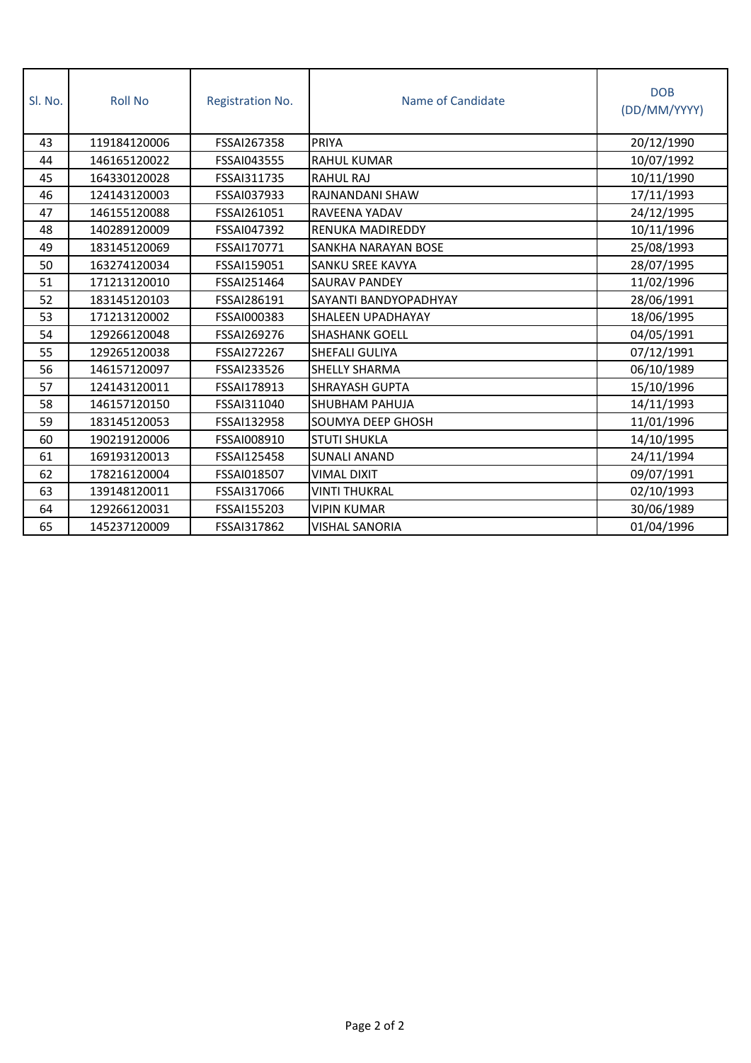| Sl. No. | Roll No | Registration No. | Name of Candidate | DOB (DD/MM/YYYY) |
|---|---|---|---|---|
| 43 | 119184120006 | FSSAI267358 | PRIYA | 20/12/1990 |
| 44 | 146165120022 | FSSAI043555 | RAHUL KUMAR | 10/07/1992 |
| 45 | 164330120028 | FSSAI311735 | RAHUL RAJ | 10/11/1990 |
| 46 | 124143120003 | FSSAI037933 | RAJNANDANI SHAW | 17/11/1993 |
| 47 | 146155120088 | FSSAI261051 | RAVEENA YADAV | 24/12/1995 |
| 48 | 140289120009 | FSSAI047392 | RENUKA MADIREDDY | 10/11/1996 |
| 49 | 183145120069 | FSSAI170771 | SANKHA NARAYAN BOSE | 25/08/1993 |
| 50 | 163274120034 | FSSAI159051 | SANKU SREE KAVYA | 28/07/1995 |
| 51 | 171213120010 | FSSAI251464 | SAURAV PANDEY | 11/02/1996 |
| 52 | 183145120103 | FSSAI286191 | SAYANTI BANDYOPADHYAY | 28/06/1991 |
| 53 | 171213120002 | FSSAI000383 | SHALEEN UPADHAYAY | 18/06/1995 |
| 54 | 129266120048 | FSSAI269276 | SHASHANK GOELL | 04/05/1991 |
| 55 | 129265120038 | FSSAI272267 | SHEFALI GULIYA | 07/12/1991 |
| 56 | 146157120097 | FSSAI233526 | SHELLY SHARMA | 06/10/1989 |
| 57 | 124143120011 | FSSAI178913 | SHRAYASH GUPTA | 15/10/1996 |
| 58 | 146157120150 | FSSAI311040 | SHUBHAM PAHUJA | 14/11/1993 |
| 59 | 183145120053 | FSSAI132958 | SOUMYA DEEP GHOSH | 11/01/1996 |
| 60 | 190219120006 | FSSAI008910 | STUTI SHUKLA | 14/10/1995 |
| 61 | 169193120013 | FSSAI125458 | SUNALI ANAND | 24/11/1994 |
| 62 | 178216120004 | FSSAI018507 | VIMAL DIXIT | 09/07/1991 |
| 63 | 139148120011 | FSSAI317066 | VINTI THUKRAL | 02/10/1993 |
| 64 | 129266120031 | FSSAI155203 | VIPIN KUMAR | 30/06/1989 |
| 65 | 145237120009 | FSSAI317862 | VISHAL SANORIA | 01/04/1996 |